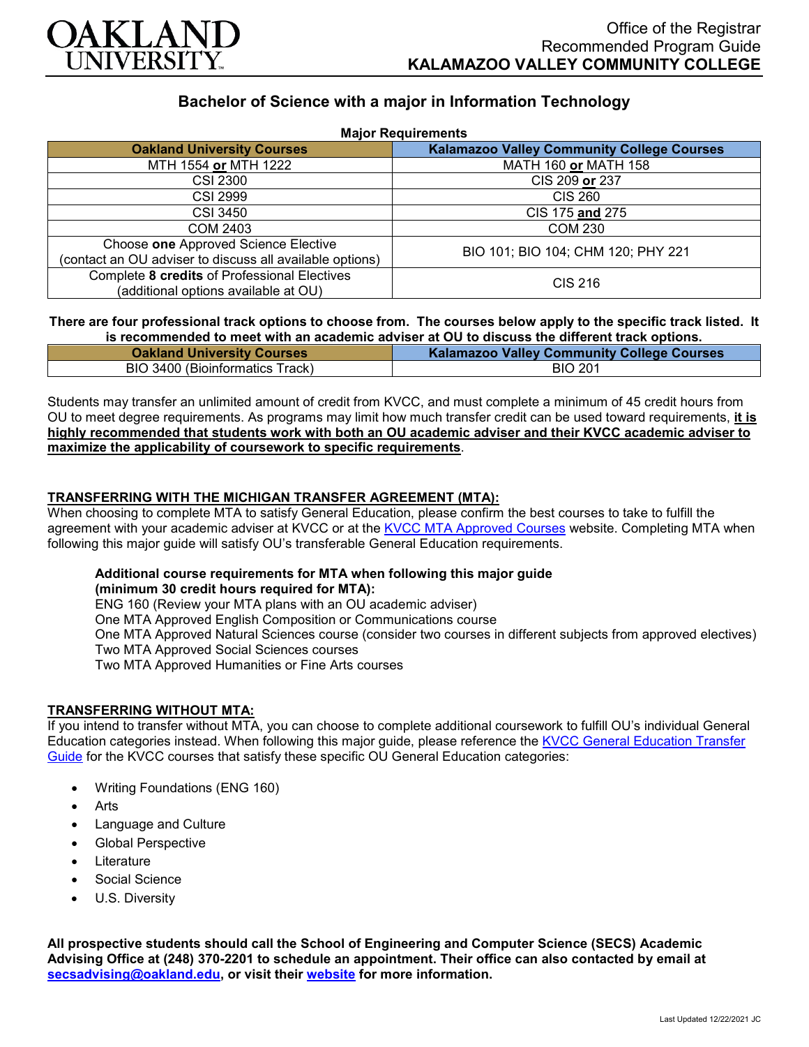OAKLAND UNIVERSITY

Office of the Registrar
Recommended Program Guide
**KALAMAZOO VALLEY COMMUNITY COLLEGE**

## Bachelor of Science with a major in Information Technology

**Major Requirements**

| Oakland University Courses | Kalamazoo Valley Community College Courses |
|---|---|
| MTH 1554 **or** MTH 1222 | MATH 160 **or** MATH 158 |
| CSI 2300 | CIS 209 **or** 237 |
| CSI 2999 | CIS 260 |
| CSI 3450 | CIS 175 **and** 275 |
| COM 2403 | COM 230 |
| Choose **one** Approved Science Elective (contact an OU adviser to discuss all available options) | BIO 101; BIO 104; CHM 120; PHY 221 |
| Complete **8 credits** of Professional Electives (additional options available at OU) | CIS 216 |

**There are four professional track options to choose from. The courses below apply to the specific track listed. It is recommended to meet with an academic adviser at OU to discuss the different track options.**

| Oakland University Courses | Kalamazoo Valley Community College Courses |
|---|---|
| BIO 3400 (Bioinformatics Track) | BIO 201 |

Students may transfer an unlimited amount of credit from KVCC, and must complete a minimum of 45 credit hours from OU to meet degree requirements. As programs may limit how much transfer credit can be used toward requirements, **it is highly recommended that students work with both an OU academic adviser and their KVCC academic adviser to maximize the applicability of coursework to specific requirements**.

### TRANSFERRING WITH THE MICHIGAN TRANSFER AGREEMENT (MTA):

When choosing to complete MTA to satisfy General Education, please confirm the best courses to take to fulfill the agreement with your academic adviser at KVCC or at the KVCC MTA Approved Courses website. Completing MTA when following this major guide will satisfy OU's transferable General Education requirements.

**Additional course requirements for MTA when following this major guide (minimum 30 credit hours required for MTA):**

ENG 160 (Review your MTA plans with an OU academic adviser)
One MTA Approved English Composition or Communications course
One MTA Approved Natural Sciences course (consider two courses in different subjects from approved electives)
Two MTA Approved Social Sciences courses
Two MTA Approved Humanities or Fine Arts courses

### TRANSFERRING WITHOUT MTA:

If you intend to transfer without MTA, you can choose to complete additional coursework to fulfill OU's individual General Education categories instead. When following this major guide, please reference the KVCC General Education Transfer Guide for the KVCC courses that satisfy these specific OU General Education categories:

- Writing Foundations (ENG 160)
- Arts
- Language and Culture
- Global Perspective
- Literature
- Social Science
- U.S. Diversity

**All prospective students should call the School of Engineering and Computer Science (SECS) Academic Advising Office at (248) 370-2201 to schedule an appointment. Their office can also contacted by email at secsadvising@oakland.edu, or visit their website for more information.**

Last Updated 12/22/2021 JC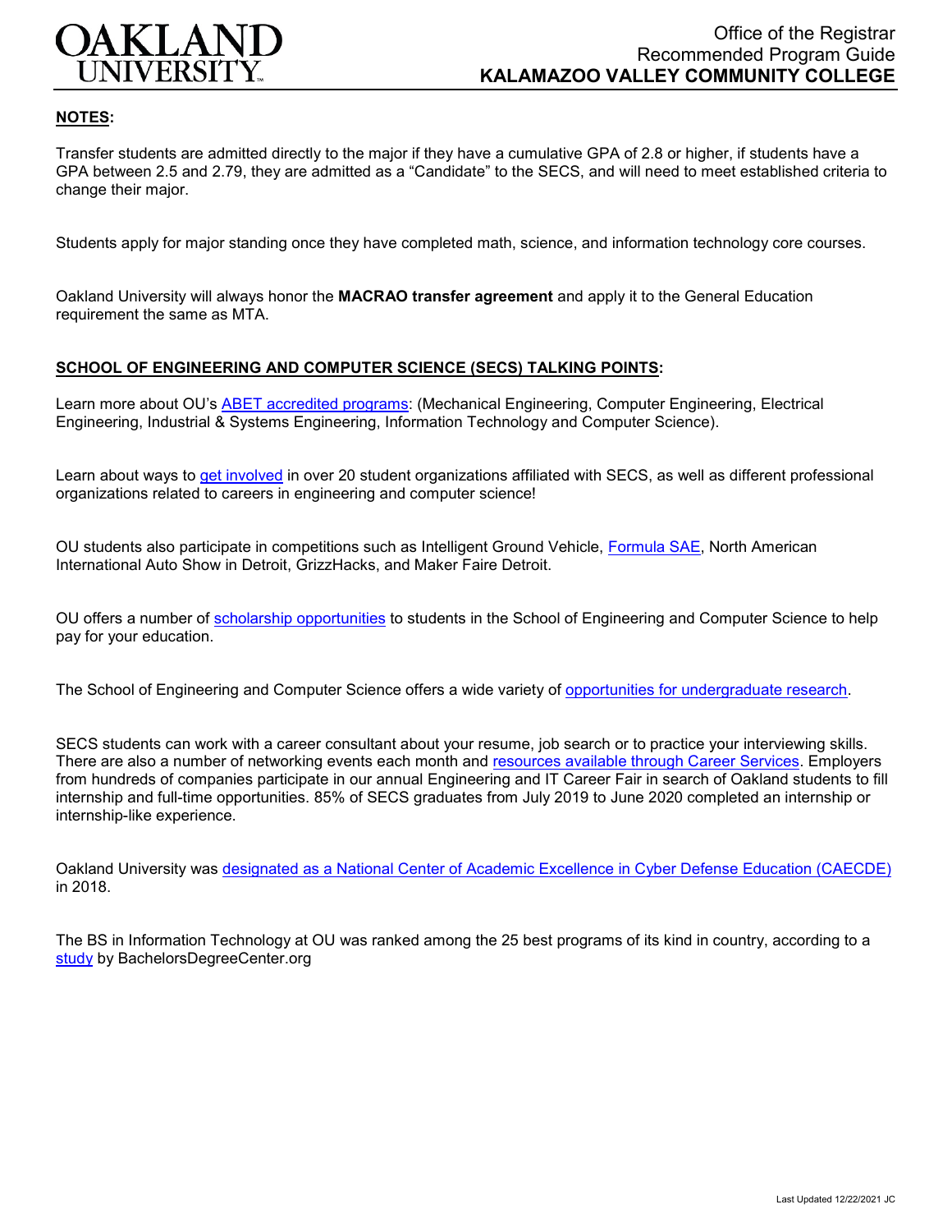**NOTES:**

Transfer students are admitted directly to the major if they have a cumulative GPA of 2.8 or higher, if students have a GPA between 2.5 and 2.79, they are admitted as a "Candidate" to the SECS, and will need to meet established criteria to change their major.

Students apply for major standing once they have completed math, science, and information technology core courses.

Oakland University will always honor the **MACRAO transfer agreement** and apply it to the General Education requirement the same as MTA.

**SCHOOL OF ENGINEERING AND COMPUTER SCIENCE (SECS) TALKING POINTS:**

Learn more about OU's ABET accredited programs: (Mechanical Engineering, Computer Engineering, Electrical Engineering, Industrial & Systems Engineering, Information Technology and Computer Science).

Learn about ways to get involved in over 20 student organizations affiliated with SECS, as well as different professional organizations related to careers in engineering and computer science!

OU students also participate in competitions such as Intelligent Ground Vehicle, Formula SAE, North American International Auto Show in Detroit, GrizzHacks, and Maker Faire Detroit.

OU offers a number of scholarship opportunities to students in the School of Engineering and Computer Science to help pay for your education.

The School of Engineering and Computer Science offers a wide variety of opportunities for undergraduate research.

SECS students can work with a career consultant about your resume, job search or to practice your interviewing skills. There are also a number of networking events each month and resources available through Career Services. Employers from hundreds of companies participate in our annual Engineering and IT Career Fair in search of Oakland students to fill internship and full-time opportunities. 85% of SECS graduates from July 2019 to June 2020 completed an internship or internship-like experience.

Oakland University was designated as a National Center of Academic Excellence in Cyber Defense Education (CAECDE) in 2018.

The BS in Information Technology at OU was ranked among the 25 best programs of its kind in country, according to a study by BachelorsDegreeCenter.org